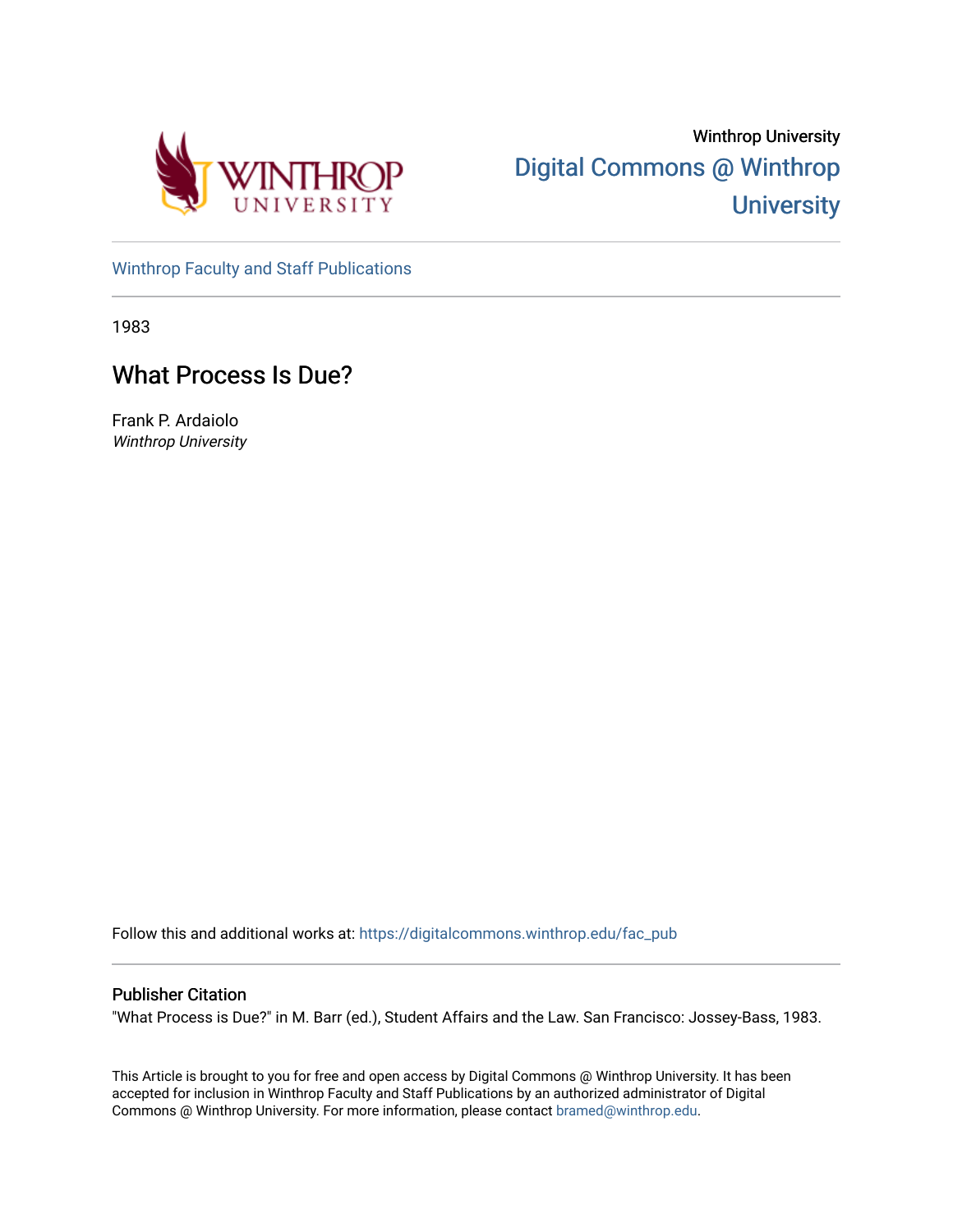Winthrop University

Digital Commons @ Winthrop University

Winthrop Faculty and Staff Publications

1983

# What Process Is Due?

Frank P. Ardaiolo
*Winthrop University*

Follow this and additional works at: https://digitalcommons.winthrop.edu/fac_pub

## Publisher Citation

"What Process is Due?" in M. Barr (ed.), Student Affairs and the Law. San Francisco: Jossey-Bass, 1983.

This Article is brought to you for free and open access by Digital Commons @ Winthrop University. It has been accepted for inclusion in Winthrop Faculty and Staff Publications by an authorized administrator of Digital Commons @ Winthrop University. For more information, please contact bramed@winthrop.edu.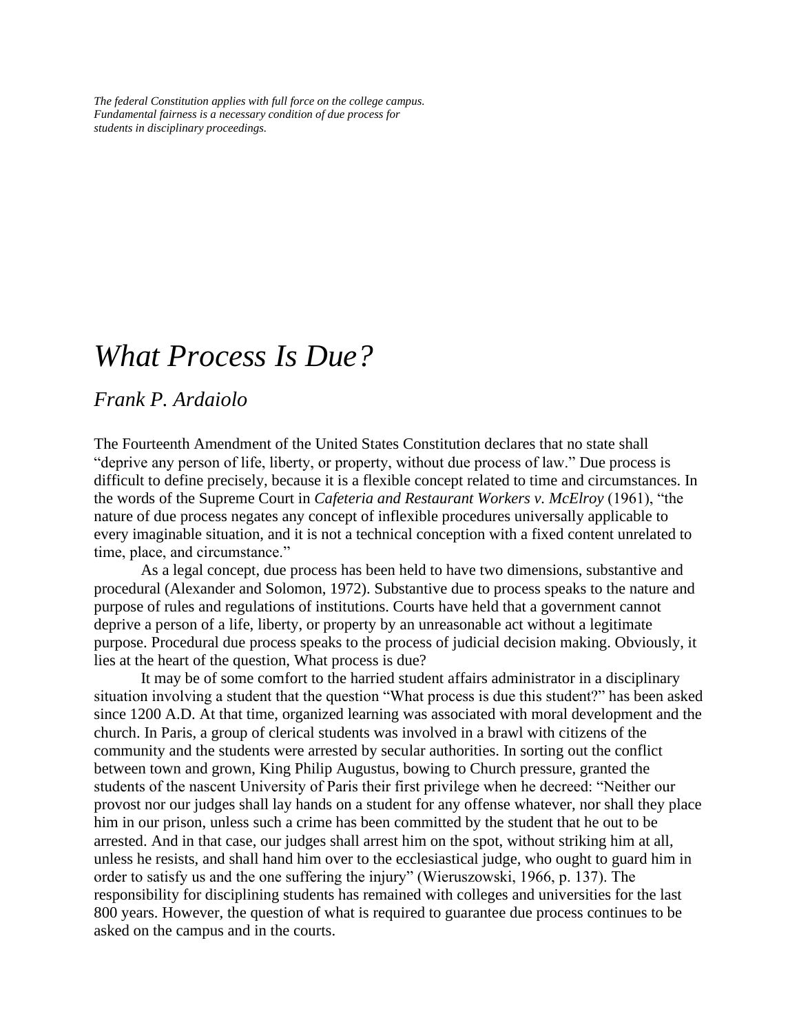*The federal Constitution applies with full force on the college campus. Fundamental fairness is a necessary condition of due process for students in disciplinary proceedings.*

# *What Process Is Due?*

## *Frank P. Ardaiolo*

The Fourteenth Amendment of the United States Constitution declares that no state shall "deprive any person of life, liberty, or property, without due process of law." Due process is difficult to define precisely, because it is a flexible concept related to time and circumstances. In the words of the Supreme Court in *Cafeteria and Restaurant Workers v. McElroy* (1961), "the nature of due process negates any concept of inflexible procedures universally applicable to every imaginable situation, and it is not a technical conception with a fixed content unrelated to time, place, and circumstance."

As a legal concept, due process has been held to have two dimensions, substantive and procedural (Alexander and Solomon, 1972). Substantive due to process speaks to the nature and purpose of rules and regulations of institutions. Courts have held that a government cannot deprive a person of a life, liberty, or property by an unreasonable act without a legitimate purpose. Procedural due process speaks to the process of judicial decision making. Obviously, it lies at the heart of the question, What process is due?

It may be of some comfort to the harried student affairs administrator in a disciplinary situation involving a student that the question "What process is due this student?" has been asked since 1200 A.D. At that time, organized learning was associated with moral development and the church. In Paris, a group of clerical students was involved in a brawl with citizens of the community and the students were arrested by secular authorities. In sorting out the conflict between town and grown, King Philip Augustus, bowing to Church pressure, granted the students of the nascent University of Paris their first privilege when he decreed: "Neither our provost nor our judges shall lay hands on a student for any offense whatever, nor shall they place him in our prison, unless such a crime has been committed by the student that he out to be arrested. And in that case, our judges shall arrest him on the spot, without striking him at all, unless he resists, and shall hand him over to the ecclesiastical judge, who ought to guard him in order to satisfy us and the one suffering the injury" (Wieruszowski, 1966, p. 137). The responsibility for disciplining students has remained with colleges and universities for the last 800 years. However, the question of what is required to guarantee due process continues to be asked on the campus and in the courts.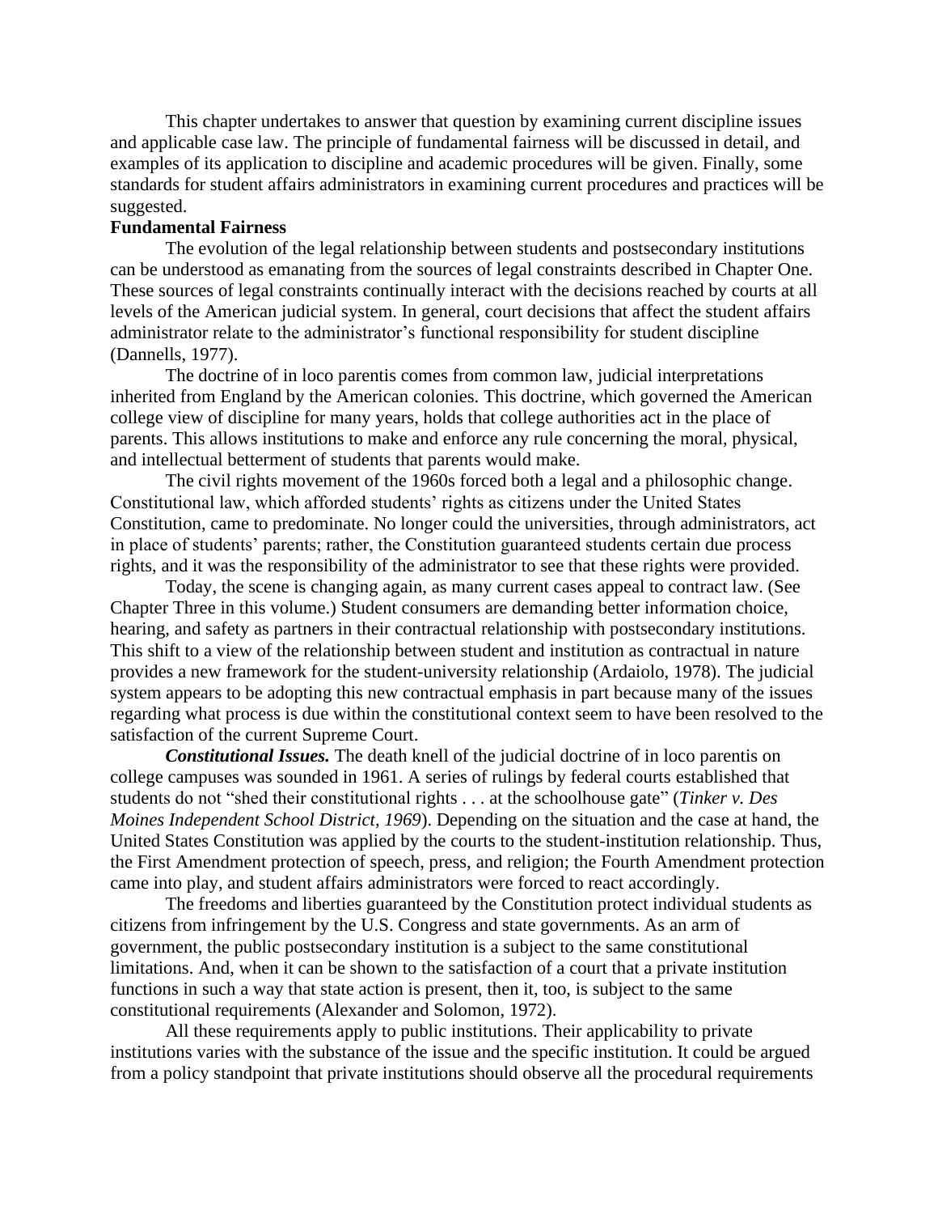This chapter undertakes to answer that question by examining current discipline issues and applicable case law. The principle of fundamental fairness will be discussed in detail, and examples of its application to discipline and academic procedures will be given. Finally, some standards for student affairs administrators in examining current procedures and practices will be suggested.

**Fundamental Fairness**

The evolution of the legal relationship between students and postsecondary institutions can be understood as emanating from the sources of legal constraints described in Chapter One. These sources of legal constraints continually interact with the decisions reached by courts at all levels of the American judicial system. In general, court decisions that affect the student affairs administrator relate to the administrator's functional responsibility for student discipline (Dannells, 1977).

The doctrine of in loco parentis comes from common law, judicial interpretations inherited from England by the American colonies. This doctrine, which governed the American college view of discipline for many years, holds that college authorities act in the place of parents. This allows institutions to make and enforce any rule concerning the moral, physical, and intellectual betterment of students that parents would make.

The civil rights movement of the 1960s forced both a legal and a philosophic change. Constitutional law, which afforded students' rights as citizens under the United States Constitution, came to predominate. No longer could the universities, through administrators, act in place of students' parents; rather, the Constitution guaranteed students certain due process rights, and it was the responsibility of the administrator to see that these rights were provided.

Today, the scene is changing again, as many current cases appeal to contract law. (See Chapter Three in this volume.) Student consumers are demanding better information choice, hearing, and safety as partners in their contractual relationship with postsecondary institutions. This shift to a view of the relationship between student and institution as contractual in nature provides a new framework for the student-university relationship (Ardaiolo, 1978). The judicial system appears to be adopting this new contractual emphasis in part because many of the issues regarding what process is due within the constitutional context seem to have been resolved to the satisfaction of the current Supreme Court.

***Constitutional Issues.*** The death knell of the judicial doctrine of in loco parentis on college campuses was sounded in 1961. A series of rulings by federal courts established that students do not "shed their constitutional rights . . . at the schoolhouse gate" (*Tinker v. Des Moines Independent School District, 1969*). Depending on the situation and the case at hand, the United States Constitution was applied by the courts to the student-institution relationship. Thus, the First Amendment protection of speech, press, and religion; the Fourth Amendment protection came into play, and student affairs administrators were forced to react accordingly.

The freedoms and liberties guaranteed by the Constitution protect individual students as citizens from infringement by the U.S. Congress and state governments. As an arm of government, the public postsecondary institution is a subject to the same constitutional limitations. And, when it can be shown to the satisfaction of a court that a private institution functions in such a way that state action is present, then it, too, is subject to the same constitutional requirements (Alexander and Solomon, 1972).

All these requirements apply to public institutions. Their applicability to private institutions varies with the substance of the issue and the specific institution. It could be argued from a policy standpoint that private institutions should observe all the procedural requirements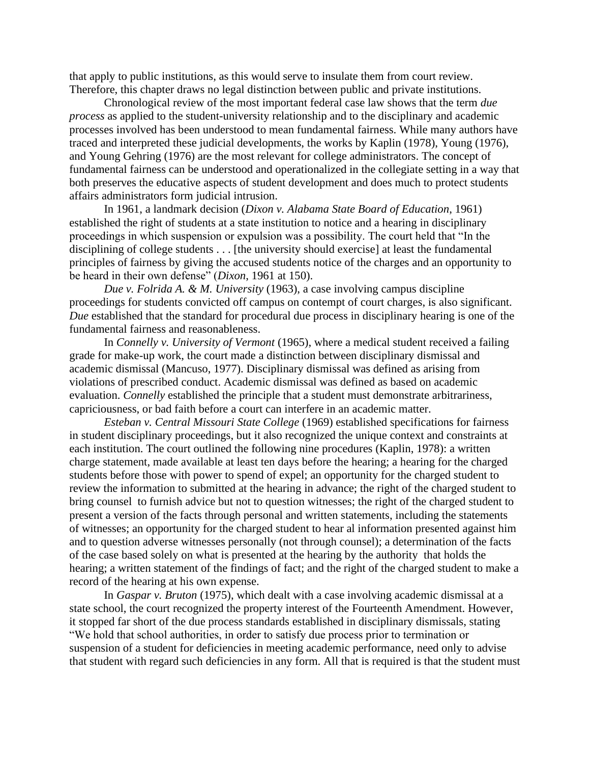that apply to public institutions, as this would serve to insulate them from court review. Therefore, this chapter draws no legal distinction between public and private institutions.

Chronological review of the most important federal case law shows that the term *due process* as applied to the student-university relationship and to the disciplinary and academic processes involved has been understood to mean fundamental fairness. While many authors have traced and interpreted these judicial developments, the works by Kaplin (1978), Young (1976), and Young Gehring (1976) are the most relevant for college administrators. The concept of fundamental fairness can be understood and operationalized in the collegiate setting in a way that both preserves the educative aspects of student development and does much to protect students affairs administrators form judicial intrusion.

In 1961, a landmark decision (*Dixon v. Alabama State Board of Education*, 1961) established the right of students at a state institution to notice and a hearing in disciplinary proceedings in which suspension or expulsion was a possibility. The court held that "In the disciplining of college students . . . [the university should exercise] at least the fundamental principles of fairness by giving the accused students notice of the charges and an opportunity to be heard in their own defense" (*Dixon*, 1961 at 150).

*Due v. Folrida A. & M. University* (1963), a case involving campus discipline proceedings for students convicted off campus on contempt of court charges, is also significant. *Due* established that the standard for procedural due process in disciplinary hearing is one of the fundamental fairness and reasonableness.

In *Connelly v. University of Vermont* (1965), where a medical student received a failing grade for make-up work, the court made a distinction between disciplinary dismissal and academic dismissal (Mancuso, 1977). Disciplinary dismissal was defined as arising from violations of prescribed conduct. Academic dismissal was defined as based on academic evaluation. *Connelly* established the principle that a student must demonstrate arbitrariness, capriciousness, or bad faith before a court can interfere in an academic matter.

*Esteban v. Central Missouri State College* (1969) established specifications for fairness in student disciplinary proceedings, but it also recognized the unique context and constraints at each institution. The court outlined the following nine procedures (Kaplin, 1978): a written charge statement, made available at least ten days before the hearing; a hearing for the charged students before those with power to spend of expel; an opportunity for the charged student to review the information to submitted at the hearing in advance; the right of the charged student to bring counsel to furnish advice but not to question witnesses; the right of the charged student to present a version of the facts through personal and written statements, including the statements of witnesses; an opportunity for the charged student to hear al information presented against him and to question adverse witnesses personally (not through counsel); a determination of the facts of the case based solely on what is presented at the hearing by the authority that holds the hearing; a written statement of the findings of fact; and the right of the charged student to make a record of the hearing at his own expense.

In *Gaspar v. Bruton* (1975), which dealt with a case involving academic dismissal at a state school, the court recognized the property interest of the Fourteenth Amendment. However, it stopped far short of the due process standards established in disciplinary dismissals, stating "We hold that school authorities, in order to satisfy due process prior to termination or suspension of a student for deficiencies in meeting academic performance, need only to advise that student with regard such deficiencies in any form. All that is required is that the student must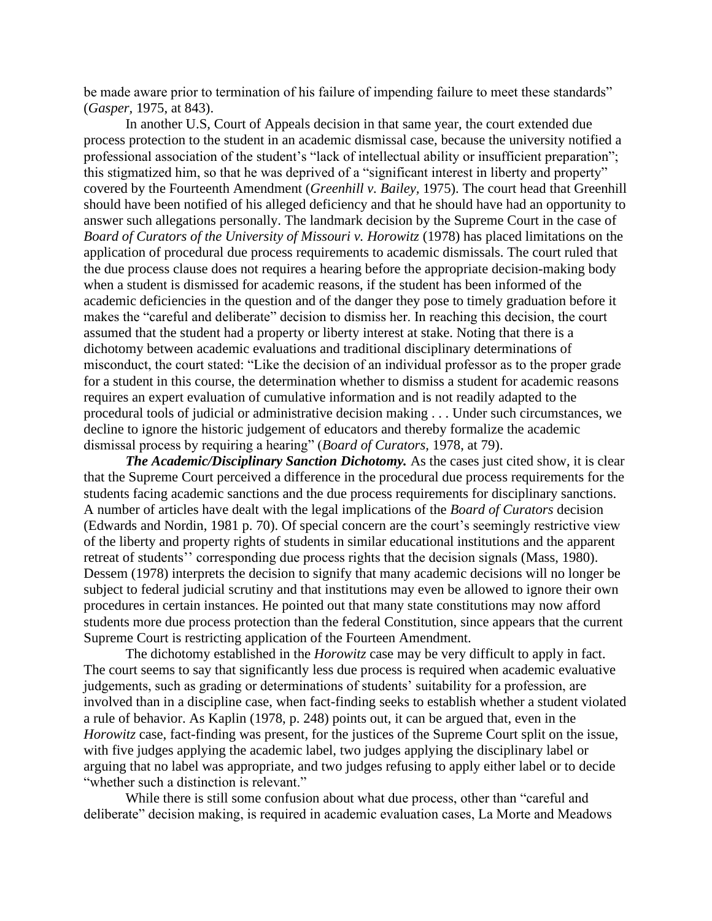be made aware prior to termination of his failure of impending failure to meet these standards" (*Gasper*, 1975, at 843).

In another U.S, Court of Appeals decision in that same year, the court extended due process protection to the student in an academic dismissal case, because the university notified a professional association of the student's "lack of intellectual ability or insufficient preparation"; this stigmatized him, so that he was deprived of a "significant interest in liberty and property" covered by the Fourteenth Amendment (*Greenhill v. Bailey*, 1975). The court head that Greenhill should have been notified of his alleged deficiency and that he should have had an opportunity to answer such allegations personally. The landmark decision by the Supreme Court in the case of *Board of Curators of the University of Missouri v. Horowitz* (1978) has placed limitations on the application of procedural due process requirements to academic dismissals. The court ruled that the due process clause does not requires a hearing before the appropriate decision-making body when a student is dismissed for academic reasons, if the student has been informed of the academic deficiencies in the question and of the danger they pose to timely graduation before it makes the "careful and deliberate" decision to dismiss her. In reaching this decision, the court assumed that the student had a property or liberty interest at stake. Noting that there is a dichotomy between academic evaluations and traditional disciplinary determinations of misconduct, the court stated: "Like the decision of an individual professor as to the proper grade for a student in this course, the determination whether to dismiss a student for academic reasons requires an expert evaluation of cumulative information and is not readily adapted to the procedural tools of judicial or administrative decision making . . . Under such circumstances, we decline to ignore the historic judgement of educators and thereby formalize the academic dismissal process by requiring a hearing" (*Board of Curators*, 1978, at 79).

***The Academic/Disciplinary Sanction Dichotomy.*** As the cases just cited show, it is clear that the Supreme Court perceived a difference in the procedural due process requirements for the students facing academic sanctions and the due process requirements for disciplinary sanctions. A number of articles have dealt with the legal implications of the *Board of Curators* decision (Edwards and Nordin, 1981 p. 70). Of special concern are the court's seemingly restrictive view of the liberty and property rights of students in similar educational institutions and the apparent retreat of students'' corresponding due process rights that the decision signals (Mass, 1980). Dessem (1978) interprets the decision to signify that many academic decisions will no longer be subject to federal judicial scrutiny and that institutions may even be allowed to ignore their own procedures in certain instances. He pointed out that many state constitutions may now afford students more due process protection than the federal Constitution, since appears that the current Supreme Court is restricting application of the Fourteen Amendment.

The dichotomy established in the *Horowitz* case may be very difficult to apply in fact. The court seems to say that significantly less due process is required when academic evaluative judgements, such as grading or determinations of students' suitability for a profession, are involved than in a discipline case, when fact-finding seeks to establish whether a student violated a rule of behavior. As Kaplin (1978, p. 248) points out, it can be argued that, even in the *Horowitz* case, fact-finding was present, for the justices of the Supreme Court split on the issue, with five judges applying the academic label, two judges applying the disciplinary label or arguing that no label was appropriate, and two judges refusing to apply either label or to decide "whether such a distinction is relevant."

While there is still some confusion about what due process, other than "careful and deliberate" decision making, is required in academic evaluation cases, La Morte and Meadows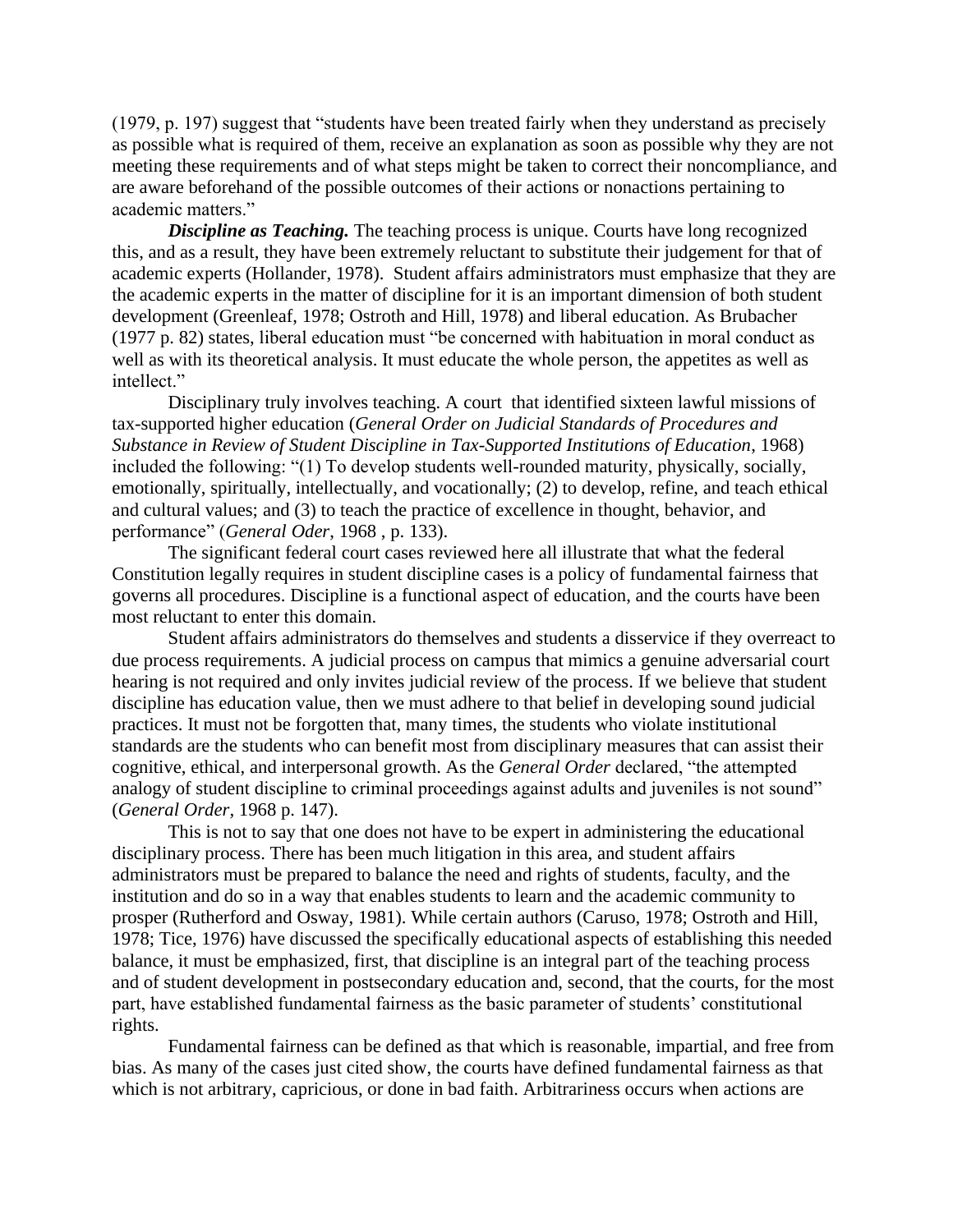(1979, p. 197) suggest that "students have been treated fairly when they understand as precisely as possible what is required of them, receive an explanation as soon as possible why they are not meeting these requirements and of what steps might be taken to correct their noncompliance, and are aware beforehand of the possible outcomes of their actions or nonactions pertaining to academic matters."

***Discipline as Teaching.*** The teaching process is unique. Courts have long recognized this, and as a result, they have been extremely reluctant to substitute their judgement for that of academic experts (Hollander, 1978). Student affairs administrators must emphasize that they are the academic experts in the matter of discipline for it is an important dimension of both student development (Greenleaf, 1978; Ostroth and Hill, 1978) and liberal education. As Brubacher (1977 p. 82) states, liberal education must "be concerned with habituation in moral conduct as well as with its theoretical analysis. It must educate the whole person, the appetites as well as intellect."

Disciplinary truly involves teaching. A court that identified sixteen lawful missions of tax-supported higher education (*General Order on Judicial Standards of Procedures and Substance in Review of Student Discipline in Tax-Supported Institutions of Education*, 1968) included the following: "(1) To develop students well-rounded maturity, physically, socially, emotionally, spiritually, intellectually, and vocationally; (2) to develop, refine, and teach ethical and cultural values; and (3) to teach the practice of excellence in thought, behavior, and performance" (*General Oder*, 1968 , p. 133).

The significant federal court cases reviewed here all illustrate that what the federal Constitution legally requires in student discipline cases is a policy of fundamental fairness that governs all procedures. Discipline is a functional aspect of education, and the courts have been most reluctant to enter this domain.

Student affairs administrators do themselves and students a disservice if they overreact to due process requirements. A judicial process on campus that mimics a genuine adversarial court hearing is not required and only invites judicial review of the process. If we believe that student discipline has education value, then we must adhere to that belief in developing sound judicial practices. It must not be forgotten that, many times, the students who violate institutional standards are the students who can benefit most from disciplinary measures that can assist their cognitive, ethical, and interpersonal growth. As the *General Order* declared, "the attempted analogy of student discipline to criminal proceedings against adults and juveniles is not sound" (*General Order*, 1968 p. 147).

This is not to say that one does not have to be expert in administering the educational disciplinary process. There has been much litigation in this area, and student affairs administrators must be prepared to balance the need and rights of students, faculty, and the institution and do so in a way that enables students to learn and the academic community to prosper (Rutherford and Osway, 1981). While certain authors (Caruso, 1978; Ostroth and Hill, 1978; Tice, 1976) have discussed the specifically educational aspects of establishing this needed balance, it must be emphasized, first, that discipline is an integral part of the teaching process and of student development in postsecondary education and, second, that the courts, for the most part, have established fundamental fairness as the basic parameter of students' constitutional rights.

Fundamental fairness can be defined as that which is reasonable, impartial, and free from bias. As many of the cases just cited show, the courts have defined fundamental fairness as that which is not arbitrary, capricious, or done in bad faith. Arbitrariness occurs when actions are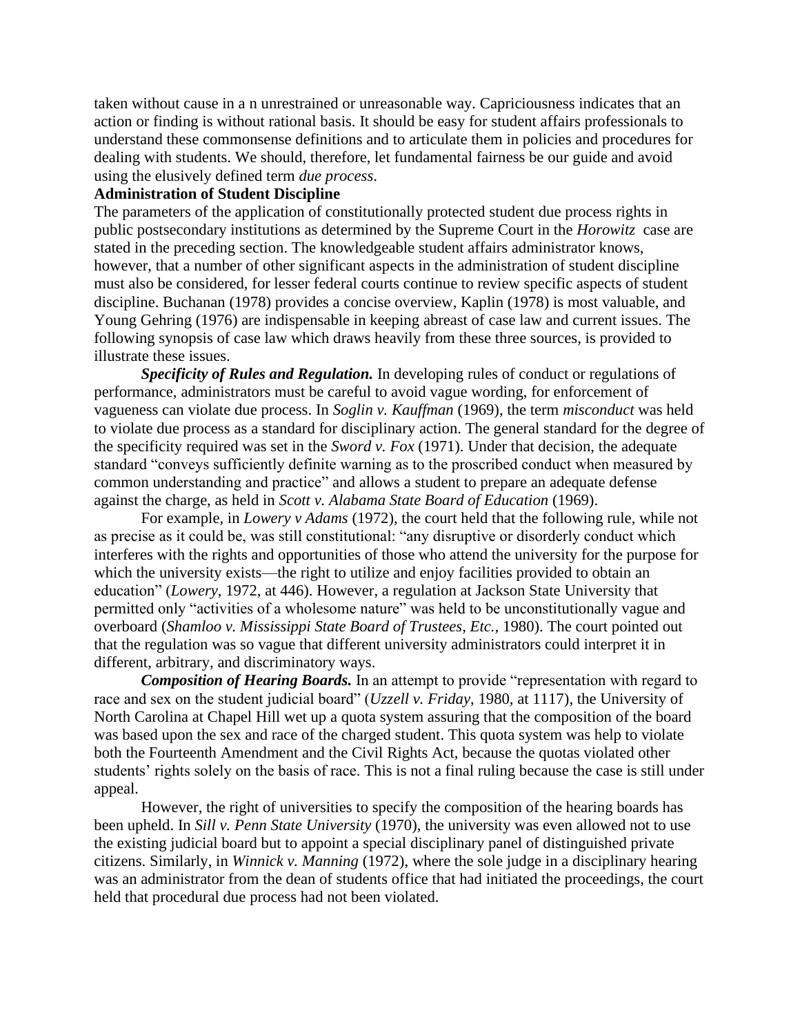taken without cause in a n unrestrained or unreasonable way. Capriciousness indicates that an action or finding is without rational basis. It should be easy for student affairs professionals to understand these commonsense definitions and to articulate them in policies and procedures for dealing with students. We should, therefore, let fundamental fairness be our guide and avoid using the elusively defined term *due process*.

**Administration of Student Discipline**

The parameters of the application of constitutionally protected student due process rights in public postsecondary institutions as determined by the Supreme Court in the *Horowitz* case are stated in the preceding section. The knowledgeable student affairs administrator knows, however, that a number of other significant aspects in the administration of student discipline must also be considered, for lesser federal courts continue to review specific aspects of student discipline. Buchanan (1978) provides a concise overview, Kaplin (1978) is most valuable, and Young Gehring (1976) are indispensable in keeping abreast of case law and current issues. The following synopsis of case law which draws heavily from these three sources, is provided to illustrate these issues.

***Specificity of Rules and Regulation.*** In developing rules of conduct or regulations of performance, administrators must be careful to avoid vague wording, for enforcement of vagueness can violate due process. In *Soglin v. Kauffman* (1969), the term *misconduct* was held to violate due process as a standard for disciplinary action. The general standard for the degree of the specificity required was set in the *Sword v. Fox* (1971). Under that decision, the adequate standard "conveys sufficiently definite warning as to the proscribed conduct when measured by common understanding and practice" and allows a student to prepare an adequate defense against the charge, as held in *Scott v. Alabama State Board of Education* (1969).

For example, in *Lowery v Adams* (1972), the court held that the following rule, while not as precise as it could be, was still constitutional: "any disruptive or disorderly conduct which interferes with the rights and opportunities of those who attend the university for the purpose for which the university exists—the right to utilize and enjoy facilities provided to obtain an education" (*Lowery*, 1972, at 446). However, a regulation at Jackson State University that permitted only "activities of a wholesome nature" was held to be unconstitutionally vague and overboard (*Shamloo v. Mississippi State Board of Trustees, Etc.,* 1980). The court pointed out that the regulation was so vague that different university administrators could interpret it in different, arbitrary, and discriminatory ways.

***Composition of Hearing Boards.*** In an attempt to provide "representation with regard to race and sex on the student judicial board" (*Uzzell v. Friday*, 1980, at 1117), the University of North Carolina at Chapel Hill wet up a quota system assuring that the composition of the board was based upon the sex and race of the charged student. This quota system was help to violate both the Fourteenth Amendment and the Civil Rights Act, because the quotas violated other students' rights solely on the basis of race. This is not a final ruling because the case is still under appeal.

However, the right of universities to specify the composition of the hearing boards has been upheld. In *Sill v. Penn State University* (1970), the university was even allowed not to use the existing judicial board but to appoint a special disciplinary panel of distinguished private citizens. Similarly, in *Winnick v. Manning* (1972), where the sole judge in a disciplinary hearing was an administrator from the dean of students office that had initiated the proceedings, the court held that procedural due process had not been violated.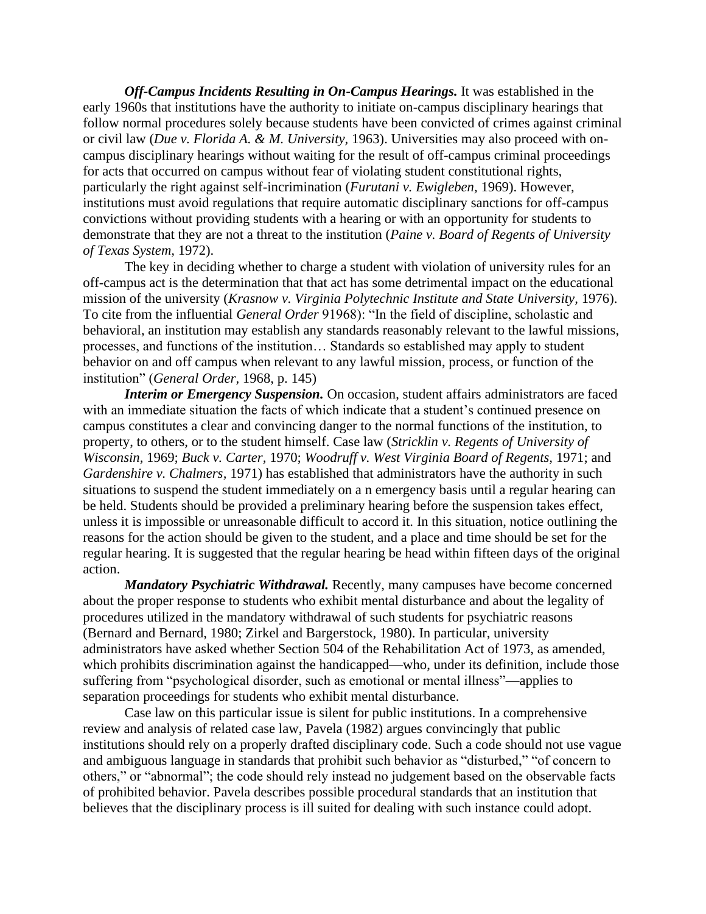***Off-Campus Incidents Resulting in On-Campus Hearings.*** It was established in the early 1960s that institutions have the authority to initiate on-campus disciplinary hearings that follow normal procedures solely because students have been convicted of crimes against criminal or civil law (*Due v. Florida A. & M. University*, 1963). Universities may also proceed with on-campus disciplinary hearings without waiting for the result of off-campus criminal proceedings for acts that occurred on campus without fear of violating student constitutional rights, particularly the right against self-incrimination (*Furutani v. Ewigleben*, 1969). However, institutions must avoid regulations that require automatic disciplinary sanctions for off-campus convictions without providing students with a hearing or with an opportunity for students to demonstrate that they are not a threat to the institution (*Paine v. Board of Regents of University of Texas System*, 1972).

The key in deciding whether to charge a student with violation of university rules for an off-campus act is the determination that that act has some detrimental impact on the educational mission of the university (*Krasnow v. Virginia Polytechnic Institute and State University*, 1976). To cite from the influential *General Order* 91968): "In the field of discipline, scholastic and behavioral, an institution may establish any standards reasonably relevant to the lawful missions, processes, and functions of the institution… Standards so established may apply to student behavior on and off campus when relevant to any lawful mission, process, or function of the institution" (*General Order*, 1968, p. 145)

***Interim or Emergency Suspension.*** On occasion, student affairs administrators are faced with an immediate situation the facts of which indicate that a student's continued presence on campus constitutes a clear and convincing danger to the normal functions of the institution, to property, to others, or to the student himself. Case law (*Stricklin v. Regents of University of Wisconsin*, 1969; *Buck v. Carter*, 1970; *Woodruff v. West Virginia Board of Regents*, 1971; and *Gardenshire v. Chalmers*, 1971) has established that administrators have the authority in such situations to suspend the student immediately on a n emergency basis until a regular hearing can be held. Students should be provided a preliminary hearing before the suspension takes effect, unless it is impossible or unreasonable difficult to accord it. In this situation, notice outlining the reasons for the action should be given to the student, and a place and time should be set for the regular hearing. It is suggested that the regular hearing be head within fifteen days of the original action.

***Mandatory Psychiatric Withdrawal.*** Recently, many campuses have become concerned about the proper response to students who exhibit mental disturbance and about the legality of procedures utilized in the mandatory withdrawal of such students for psychiatric reasons (Bernard and Bernard, 1980; Zirkel and Bargerstock, 1980). In particular, university administrators have asked whether Section 504 of the Rehabilitation Act of 1973, as amended, which prohibits discrimination against the handicapped—who, under its definition, include those suffering from "psychological disorder, such as emotional or mental illness"—applies to separation proceedings for students who exhibit mental disturbance.

Case law on this particular issue is silent for public institutions. In a comprehensive review and analysis of related case law, Pavela (1982) argues convincingly that public institutions should rely on a properly drafted disciplinary code. Such a code should not use vague and ambiguous language in standards that prohibit such behavior as "disturbed," "of concern to others," or "abnormal"; the code should rely instead no judgement based on the observable facts of prohibited behavior. Pavela describes possible procedural standards that an institution that believes that the disciplinary process is ill suited for dealing with such instance could adopt.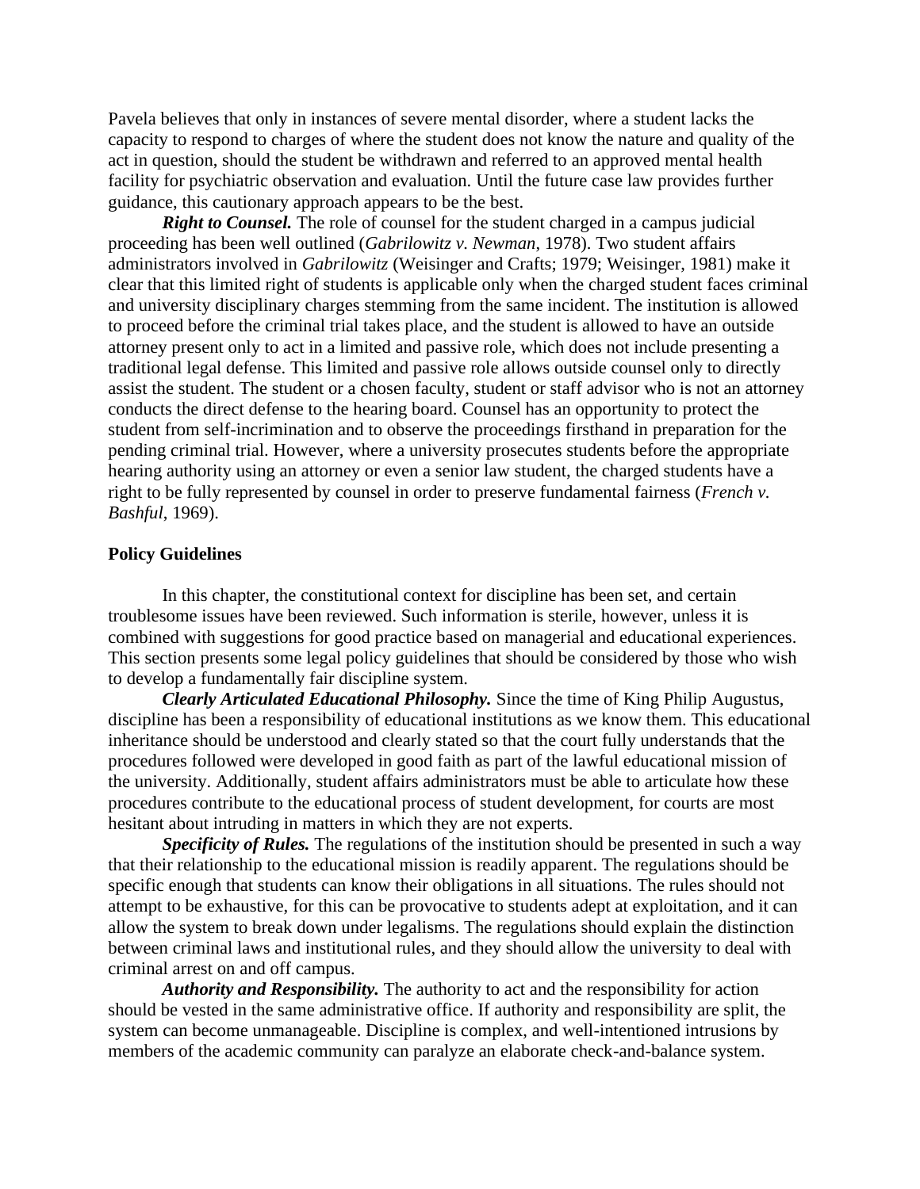Pavela believes that only in instances of severe mental disorder, where a student lacks the capacity to respond to charges of where the student does not know the nature and quality of the act in question, should the student be withdrawn and referred to an approved mental health facility for psychiatric observation and evaluation. Until the future case law provides further guidance, this cautionary approach appears to be the best.

***Right to Counsel.*** The role of counsel for the student charged in a campus judicial proceeding has been well outlined (*Gabrilowitz v. Newman*, 1978). Two student affairs administrators involved in *Gabrilowitz* (Weisinger and Crafts; 1979; Weisinger, 1981) make it clear that this limited right of students is applicable only when the charged student faces criminal and university disciplinary charges stemming from the same incident. The institution is allowed to proceed before the criminal trial takes place, and the student is allowed to have an outside attorney present only to act in a limited and passive role, which does not include presenting a traditional legal defense. This limited and passive role allows outside counsel only to directly assist the student. The student or a chosen faculty, student or staff advisor who is not an attorney conducts the direct defense to the hearing board. Counsel has an opportunity to protect the student from self-incrimination and to observe the proceedings firsthand in preparation for the pending criminal trial. However, where a university prosecutes students before the appropriate hearing authority using an attorney or even a senior law student, the charged students have a right to be fully represented by counsel in order to preserve fundamental fairness (*French v. Bashful*, 1969).

**Policy Guidelines**

In this chapter, the constitutional context for discipline has been set, and certain troublesome issues have been reviewed. Such information is sterile, however, unless it is combined with suggestions for good practice based on managerial and educational experiences. This section presents some legal policy guidelines that should be considered by those who wish to develop a fundamentally fair discipline system.

***Clearly Articulated Educational Philosophy.*** Since the time of King Philip Augustus, discipline has been a responsibility of educational institutions as we know them. This educational inheritance should be understood and clearly stated so that the court fully understands that the procedures followed were developed in good faith as part of the lawful educational mission of the university. Additionally, student affairs administrators must be able to articulate how these procedures contribute to the educational process of student development, for courts are most hesitant about intruding in matters in which they are not experts.

***Specificity of Rules.*** The regulations of the institution should be presented in such a way that their relationship to the educational mission is readily apparent. The regulations should be specific enough that students can know their obligations in all situations. The rules should not attempt to be exhaustive, for this can be provocative to students adept at exploitation, and it can allow the system to break down under legalisms. The regulations should explain the distinction between criminal laws and institutional rules, and they should allow the university to deal with criminal arrest on and off campus.

***Authority and Responsibility.*** The authority to act and the responsibility for action should be vested in the same administrative office. If authority and responsibility are split, the system can become unmanageable. Discipline is complex, and well-intentioned intrusions by members of the academic community can paralyze an elaborate check-and-balance system.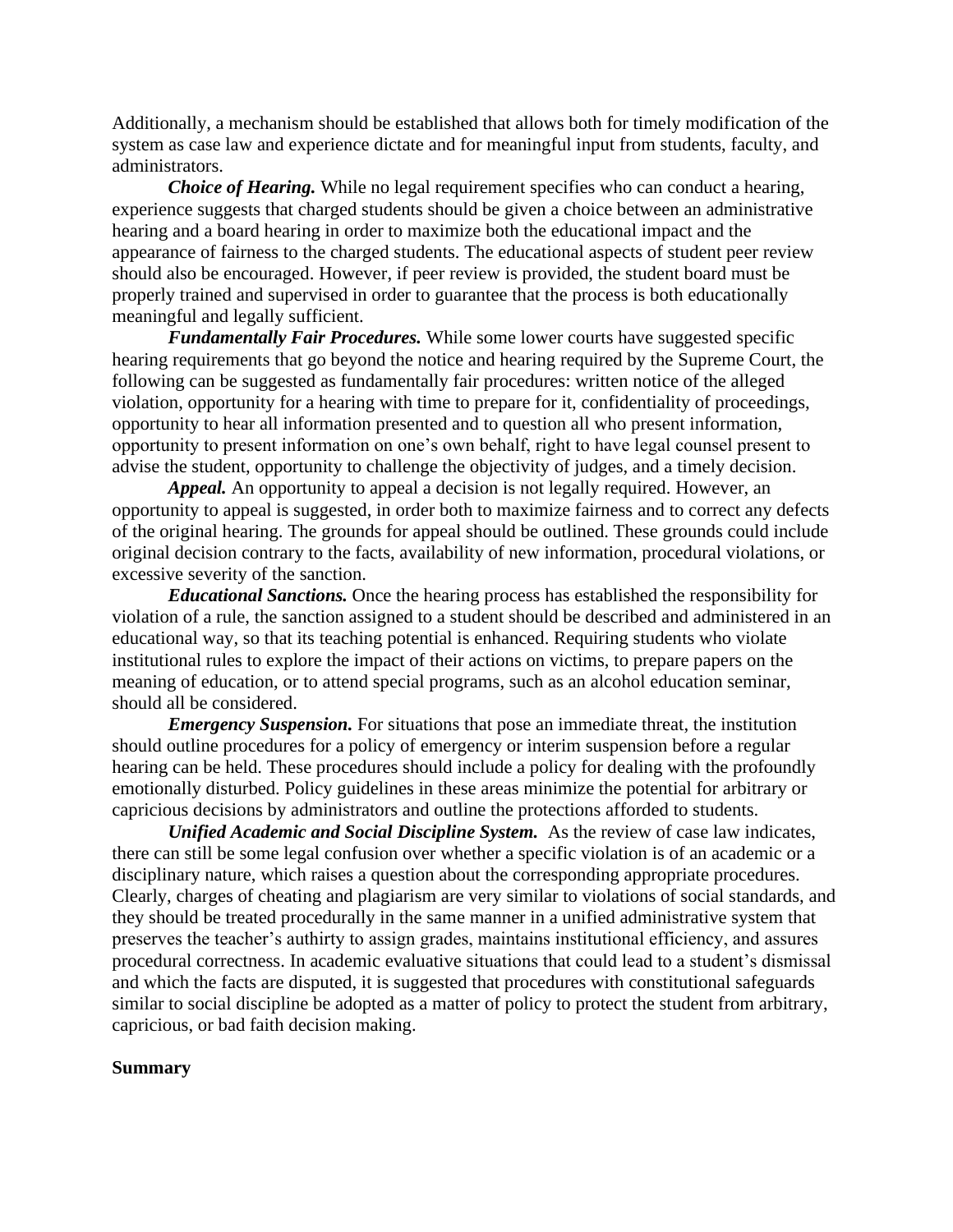Additionally, a mechanism should be established that allows both for timely modification of the system as case law and experience dictate and for meaningful input from students, faculty, and administrators.

***Choice of Hearing.*** While no legal requirement specifies who can conduct a hearing, experience suggests that charged students should be given a choice between an administrative hearing and a board hearing in order to maximize both the educational impact and the appearance of fairness to the charged students. The educational aspects of student peer review should also be encouraged. However, if peer review is provided, the student board must be properly trained and supervised in order to guarantee that the process is both educationally meaningful and legally sufficient.

***Fundamentally Fair Procedures.*** While some lower courts have suggested specific hearing requirements that go beyond the notice and hearing required by the Supreme Court, the following can be suggested as fundamentally fair procedures: written notice of the alleged violation, opportunity for a hearing with time to prepare for it, confidentiality of proceedings, opportunity to hear all information presented and to question all who present information, opportunity to present information on one's own behalf, right to have legal counsel present to advise the student, opportunity to challenge the objectivity of judges, and a timely decision.

***Appeal.*** An opportunity to appeal a decision is not legally required. However, an opportunity to appeal is suggested, in order both to maximize fairness and to correct any defects of the original hearing. The grounds for appeal should be outlined. These grounds could include original decision contrary to the facts, availability of new information, procedural violations, or excessive severity of the sanction.

***Educational Sanctions.*** Once the hearing process has established the responsibility for violation of a rule, the sanction assigned to a student should be described and administered in an educational way, so that its teaching potential is enhanced. Requiring students who violate institutional rules to explore the impact of their actions on victims, to prepare papers on the meaning of education, or to attend special programs, such as an alcohol education seminar, should all be considered.

***Emergency Suspension.*** For situations that pose an immediate threat, the institution should outline procedures for a policy of emergency or interim suspension before a regular hearing can be held. These procedures should include a policy for dealing with the profoundly emotionally disturbed. Policy guidelines in these areas minimize the potential for arbitrary or capricious decisions by administrators and outline the protections afforded to students.

***Unified Academic and Social Discipline System.*** As the review of case law indicates, there can still be some legal confusion over whether a specific violation is of an academic or a disciplinary nature, which raises a question about the corresponding appropriate procedures. Clearly, charges of cheating and plagiarism are very similar to violations of social standards, and they should be treated procedurally in the same manner in a unified administrative system that preserves the teacher's authirty to assign grades, maintains institutional efficiency, and assures procedural correctness. In academic evaluative situations that could lead to a student's dismissal and which the facts are disputed, it is suggested that procedures with constitutional safeguards similar to social discipline be adopted as a matter of policy to protect the student from arbitrary, capricious, or bad faith decision making.

**Summary**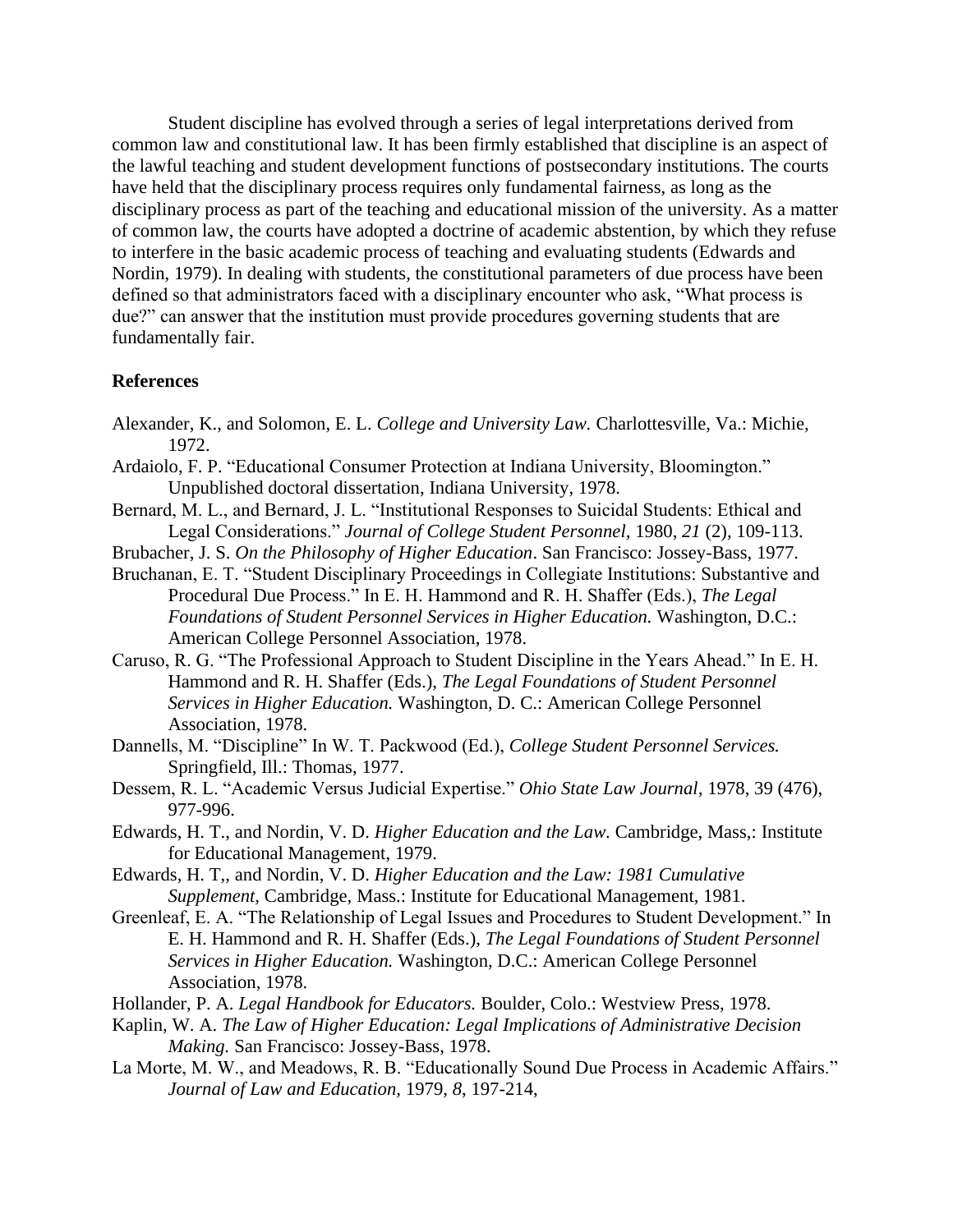Student discipline has evolved through a series of legal interpretations derived from common law and constitutional law. It has been firmly established that discipline is an aspect of the lawful teaching and student development functions of postsecondary institutions. The courts have held that the disciplinary process requires only fundamental fairness, as long as the disciplinary process as part of the teaching and educational mission of the university. As a matter of common law, the courts have adopted a doctrine of academic abstention, by which they refuse to interfere in the basic academic process of teaching and evaluating students (Edwards and Nordin, 1979). In dealing with students, the constitutional parameters of due process have been defined so that administrators faced with a disciplinary encounter who ask, "What process is due?" can answer that the institution must provide procedures governing students that are fundamentally fair.

**References**

Alexander, K., and Solomon, E. L. *College and University Law.* Charlottesville, Va.: Michie, 1972.

Ardaiolo, F. P. "Educational Consumer Protection at Indiana University, Bloomington." Unpublished doctoral dissertation, Indiana University, 1978.

Bernard, M. L., and Bernard, J. L. "Institutional Responses to Suicidal Students: Ethical and Legal Considerations." *Journal of College Student Personnel,* 1980, *21* (2), 109-113.

Brubacher, J. S. *On the Philosophy of Higher Education*. San Francisco: Jossey-Bass, 1977.

Bruchanan, E. T. "Student Disciplinary Proceedings in Collegiate Institutions: Substantive and Procedural Due Process." In E. H. Hammond and R. H. Shaffer (Eds.), *The Legal Foundations of Student Personnel Services in Higher Education.* Washington, D.C.: American College Personnel Association, 1978.

Caruso, R. G. "The Professional Approach to Student Discipline in the Years Ahead." In E. H. Hammond and R. H. Shaffer (Eds.), *The Legal Foundations of Student Personnel Services in Higher Education.* Washington, D. C.: American College Personnel Association, 1978.

Dannells, M. "Discipline" In W. T. Packwood (Ed.), *College Student Personnel Services.* Springfield, Ill.: Thomas, 1977.

Dessem, R. L. "Academic Versus Judicial Expertise." *Ohio State Law Journal,* 1978, 39 (476), 977-996.

Edwards, H. T., and Nordin, V. D. *Higher Education and the Law.* Cambridge, Mass,: Institute for Educational Management, 1979.

Edwards, H. T,, and Nordin, V. D. *Higher Education and the Law: 1981 Cumulative Supplement,* Cambridge, Mass.: Institute for Educational Management, 1981.

Greenleaf, E. A. "The Relationship of Legal Issues and Procedures to Student Development." In E. H. Hammond and R. H. Shaffer (Eds.), *The Legal Foundations of Student Personnel Services in Higher Education.* Washington, D.C.: American College Personnel Association, 1978.

Hollander, P. A. *Legal Handbook for Educators.* Boulder, Colo.: Westview Press, 1978.

Kaplin, W. A. *The Law of Higher Education: Legal Implications of Administrative Decision Making.* San Francisco: Jossey-Bass, 1978.

La Morte, M. W., and Meadows, R. B. "Educationally Sound Due Process in Academic Affairs." *Journal of Law and Education,* 1979, *8*, 197-214,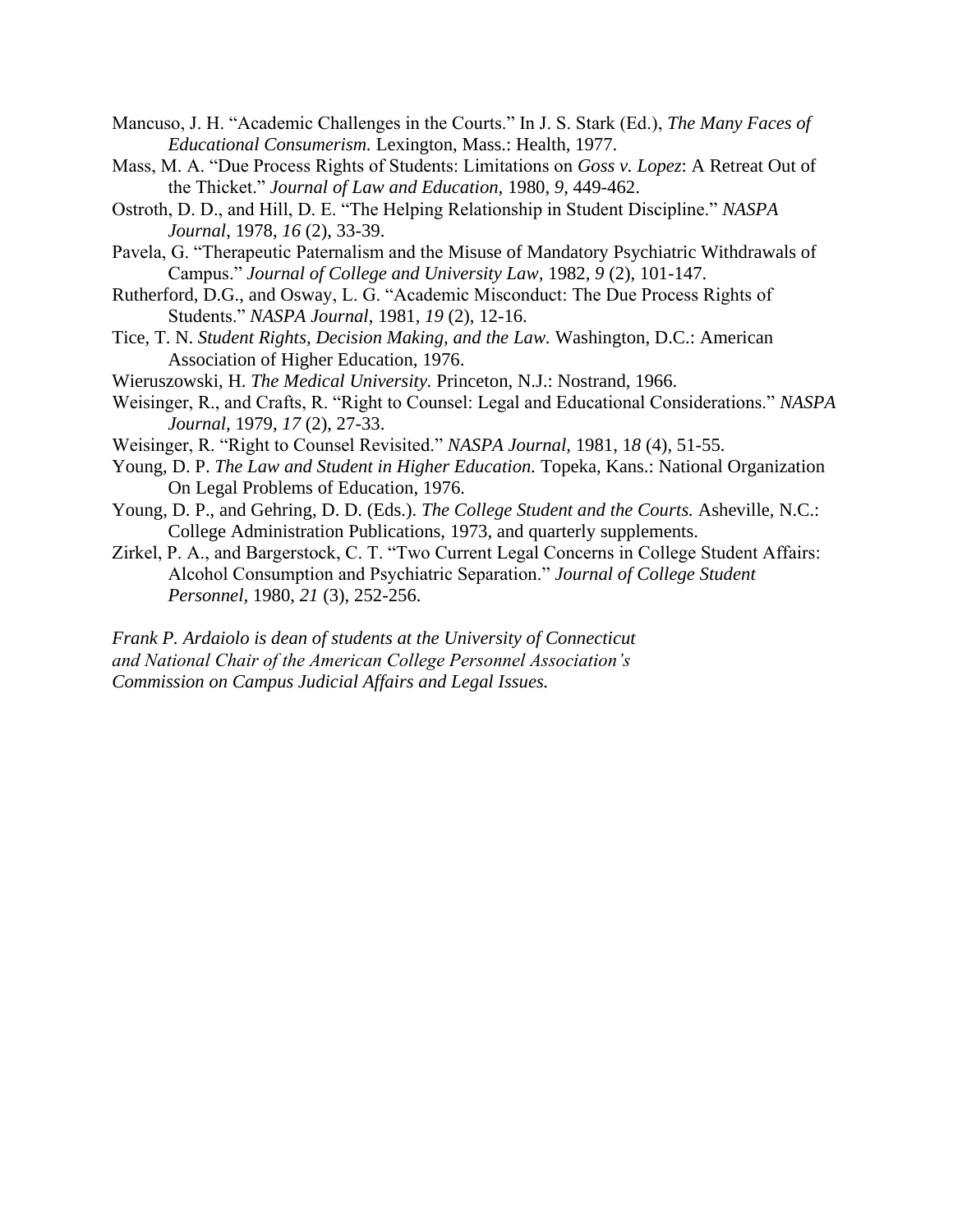Mancuso, J. H. "Academic Challenges in the Courts." In J. S. Stark (Ed.), *The Many Faces of Educational Consumerism.* Lexington, Mass.: Health, 1977.

Mass, M. A. "Due Process Rights of Students: Limitations on *Goss v. Lopez*: A Retreat Out of the Thicket." *Journal of Law and Education,* 1980, *9*, 449-462.

Ostroth, D. D., and Hill, D. E. "The Helping Relationship in Student Discipline." *NASPA Journal*, 1978, *16* (2), 33-39.

Pavela, G. "Therapeutic Paternalism and the Misuse of Mandatory Psychiatric Withdrawals of Campus." *Journal of College and University Law,* 1982, *9* (2), 101-147.

Rutherford, D.G., and Osway, L. G. "Academic Misconduct: The Due Process Rights of Students." *NASPA Journal*, 1981, *19* (2), 12-16.

Tice, T. N. *Student Rights, Decision Making, and the Law.* Washington, D.C.: American Association of Higher Education, 1976.

Wieruszowski, H. *The Medical University.* Princeton, N.J.: Nostrand, 1966.

Weisinger, R., and Crafts, R. "Right to Counsel: Legal and Educational Considerations." *NASPA Journal,* 1979, *17* (2), 27-33.

Weisinger, R. "Right to Counsel Revisited." *NASPA Journal,* 1981, 1*8* (4), 51-55.

Young, D. P. *The Law and Student in Higher Education.* Topeka, Kans.: National Organization On Legal Problems of Education, 1976.

Young, D. P., and Gehring, D. D. (Eds.). *The College Student and the Courts.* Asheville, N.C.: College Administration Publications, 1973, and quarterly supplements.

Zirkel, P. A., and Bargerstock, C. T. "Two Current Legal Concerns in College Student Affairs: Alcohol Consumption and Psychiatric Separation." *Journal of College Student Personnel,* 1980, *21* (3), 252-256.

*Frank P. Ardaiolo is dean of students at the University of Connecticut and National Chair of the American College Personnel Association's Commission on Campus Judicial Affairs and Legal Issues.*